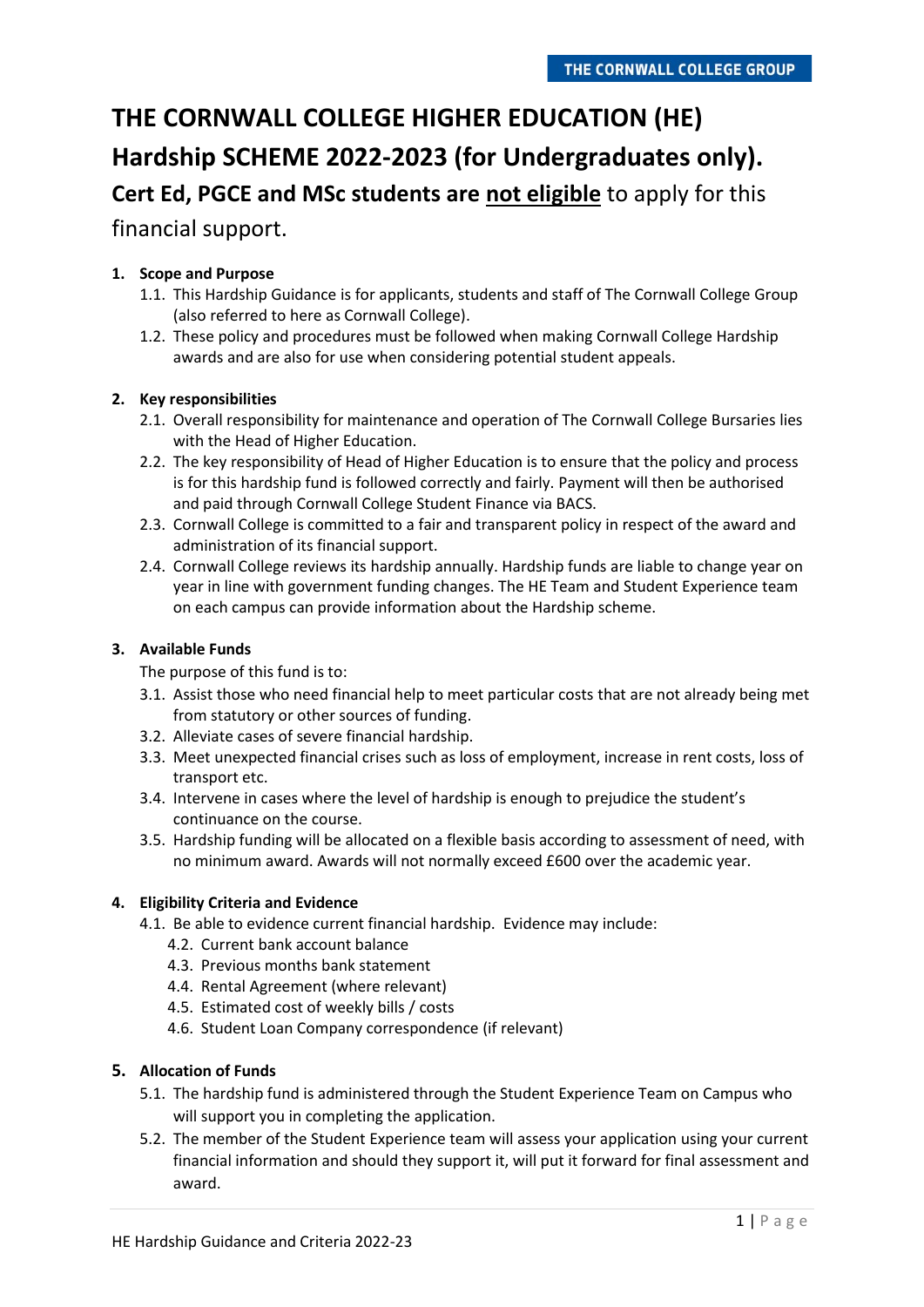# THE CORNWALL COLLEGE HIGHER EDUCATION (HE) Hardship SCHEME 2022-2023 (for Undergraduates only).

**Cert Ed, PGCE and MSc students are <u>not eligible</u>** to apply for this financial support.

**1. Scope and Purpose**

1.1. This Hardship Guidance is for applicants, students and staff of The Cornwall College Group (also referred to here as Cornwall College).

1.2. These policy and procedures must be followed when making Cornwall College Hardship awards and are also for use when considering potential student appeals.

**2. Key responsibilities**

2.1. Overall responsibility for maintenance and operation of The Cornwall College Bursaries lies with the Head of Higher Education.

2.2. The key responsibility of Head of Higher Education is to ensure that the policy and process is for this hardship fund is followed correctly and fairly. Payment will then be authorised and paid through Cornwall College Student Finance via BACS.

2.3. Cornwall College is committed to a fair and transparent policy in respect of the award and administration of its financial support.

2.4. Cornwall College reviews its hardship annually. Hardship funds are liable to change year on year in line with government funding changes. The HE Team and Student Experience team on each campus can provide information about the Hardship scheme.

**3. Available Funds**

The purpose of this fund is to:

3.1. Assist those who need financial help to meet particular costs that are not already being met from statutory or other sources of funding.

3.2. Alleviate cases of severe financial hardship.

3.3. Meet unexpected financial crises such as loss of employment, increase in rent costs, loss of transport etc.

3.4. Intervene in cases where the level of hardship is enough to prejudice the student's continuance on the course.

3.5. Hardship funding will be allocated on a flexible basis according to assessment of need, with no minimum award. Awards will not normally exceed £600 over the academic year.

**4. Eligibility Criteria and Evidence**

4.1. Be able to evidence current financial hardship. Evidence may include:

- 4.2. Current bank account balance
- 4.3. Previous months bank statement
- 4.4. Rental Agreement (where relevant)
- 4.5. Estimated cost of weekly bills / costs
- 4.6. Student Loan Company correspondence (if relevant)

**5. Allocation of Funds**

5.1. The hardship fund is administered through the Student Experience Team on Campus who will support you in completing the application.

5.2. The member of the Student Experience team will assess your application using your current financial information and should they support it, will put it forward for final assessment and award.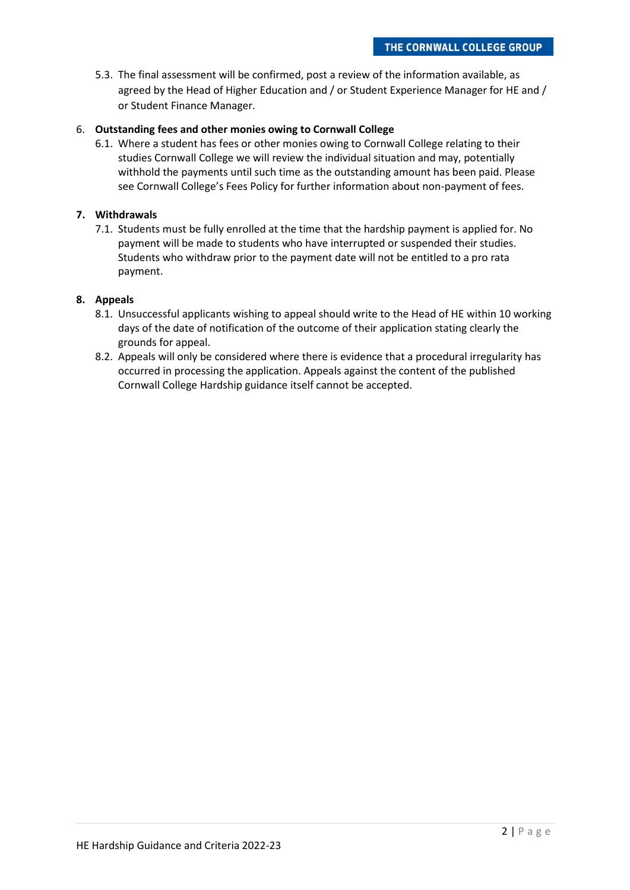5.3. The final assessment will be confirmed, post a review of the information available, as agreed by the Head of Higher Education and / or Student Experience Manager for HE and / or Student Finance Manager.

6. **Outstanding fees and other monies owing to Cornwall College**

6.1. Where a student has fees or other monies owing to Cornwall College relating to their studies Cornwall College we will review the individual situation and may, potentially withhold the payments until such time as the outstanding amount has been paid. Please see Cornwall College's Fees Policy for further information about non-payment of fees.

**7. Withdrawals**

7.1. Students must be fully enrolled at the time that the hardship payment is applied for. No payment will be made to students who have interrupted or suspended their studies. Students who withdraw prior to the payment date will not be entitled to a pro rata payment.

**8. Appeals**

8.1. Unsuccessful applicants wishing to appeal should write to the Head of HE within 10 working days of the date of notification of the outcome of their application stating clearly the grounds for appeal.

8.2. Appeals will only be considered where there is evidence that a procedural irregularity has occurred in processing the application. Appeals against the content of the published Cornwall College Hardship guidance itself cannot be accepted.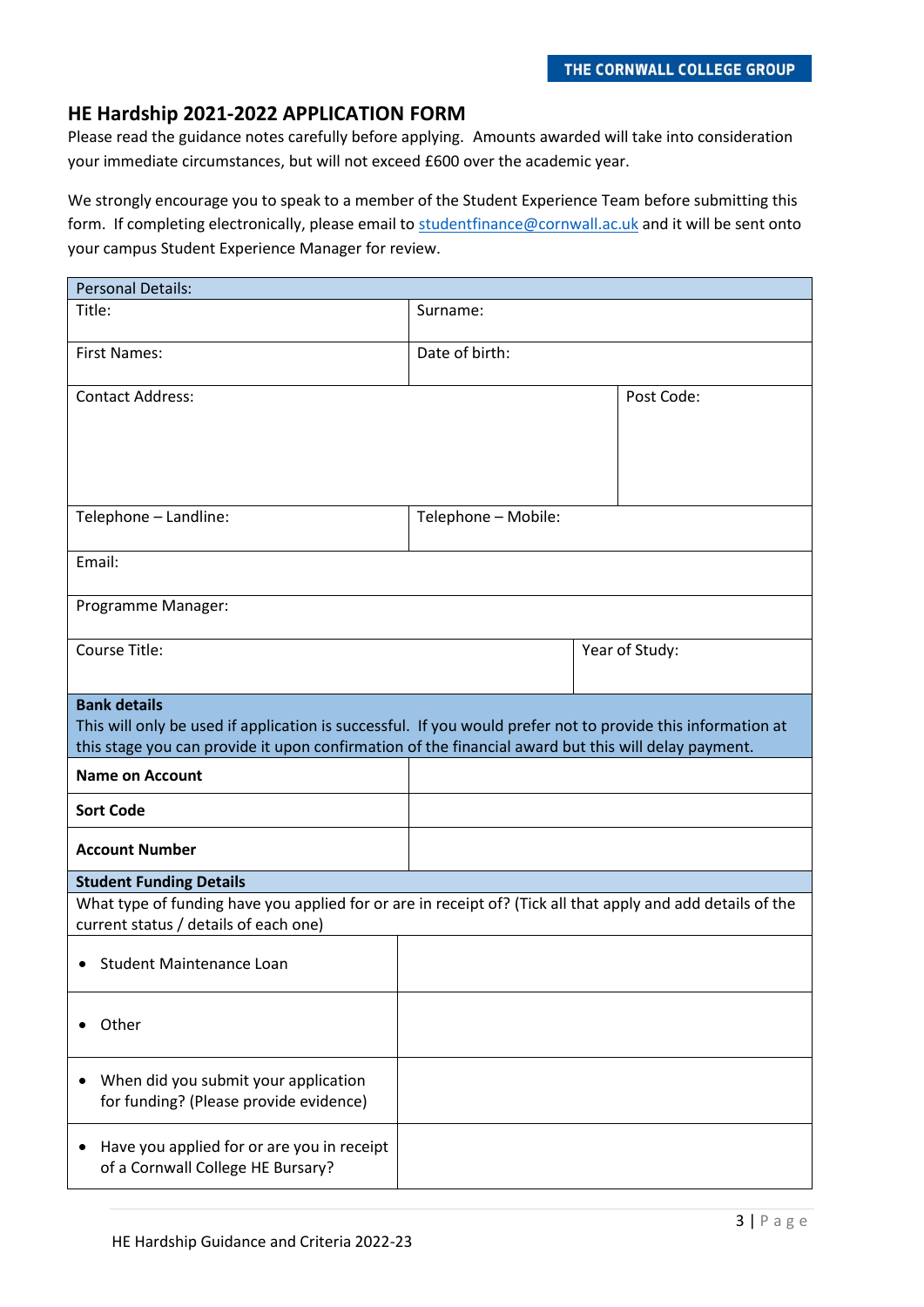## HE Hardship 2021-2022 APPLICATION FORM

Please read the guidance notes carefully before applying. Amounts awarded will take into consideration your immediate circumstances, but will not exceed £600 over the academic year.

We strongly encourage you to speak to a member of the Student Experience Team before submitting this form. If completing electronically, please email to studentfinance@cornwall.ac.uk and it will be sent onto your campus Student Experience Manager for review.

| Personal Details: | | |
|---|---|---|
| Title: | Surname: | |
| First Names: | Date of birth: | |
| Contact Address: | | Post Code: |
| Telephone – Landline: | Telephone – Mobile: | |
| Email: | | |
| Programme Manager: | | |
| Course Title: | | Year of Study: |

| **Bank details**<br>This will only be used if application is successful. If you would prefer not to provide this information at this stage you can provide it upon confirmation of the financial award but this will delay payment. | |
|---|---|
| **Name on Account** | |
| **Sort Code** | |
| **Account Number** | |

| **Student Funding Details**<br>What type of funding have you applied for or are in receipt of? (Tick all that apply and add details of the current status / details of each one) | |
|---|---|
| • Student Maintenance Loan | |
| • Other | |
| • When did you submit your application for funding? (Please provide evidence) | |
| • Have you applied for or are you in receipt of a Cornwall College HE Bursary? | |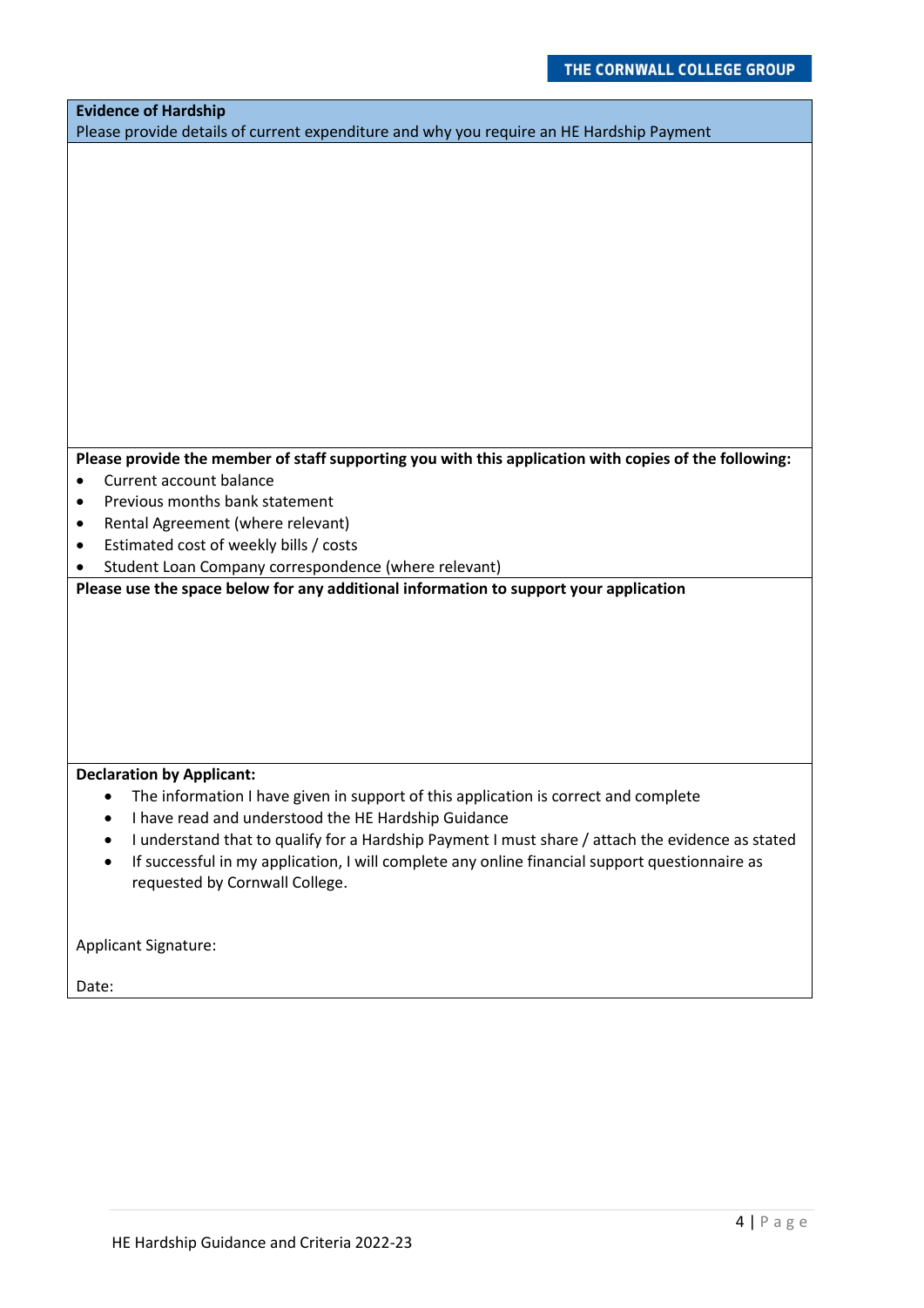**Evidence of Hardship**

Please provide details of current expenditure and why you require an HE Hardship Payment

**Please provide the member of staff supporting you with this application with copies of the following:**

- Current account balance
- Previous months bank statement
- Rental Agreement (where relevant)
- Estimated cost of weekly bills / costs
- Student Loan Company correspondence (where relevant)

**Please use the space below for any additional information to support your application**

**Declaration by Applicant:**

- The information I have given in support of this application is correct and complete
- I have read and understood the HE Hardship Guidance
- I understand that to qualify for a Hardship Payment I must share / attach the evidence as stated
- If successful in my application, I will complete any online financial support questionnaire as requested by Cornwall College.

Applicant Signature:

Date: